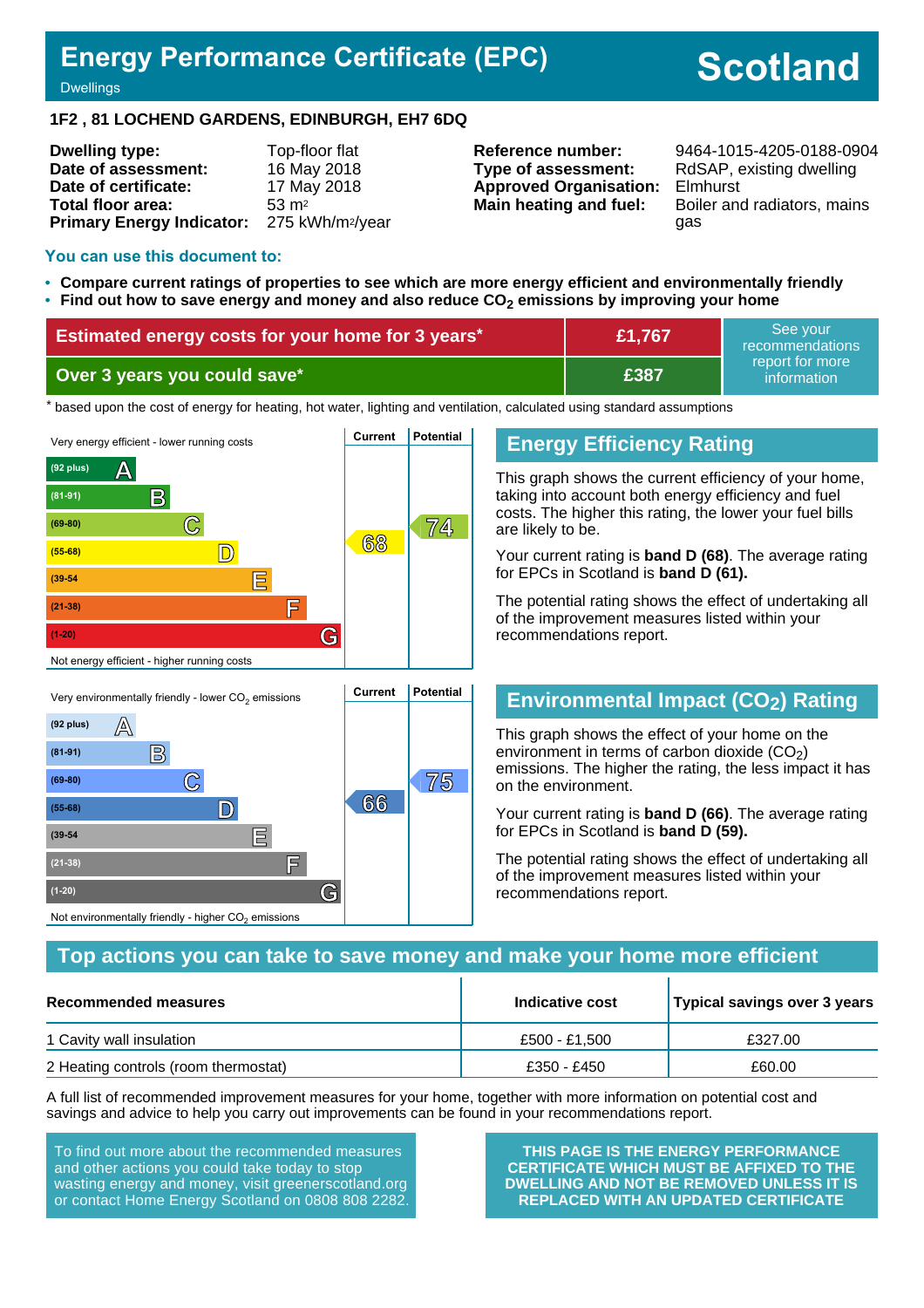# Energy Performance Certificate (EPC)

Dwellings

**Scotland**

## 1F2 , 81 LOCHEND GARDENS, EDINBURGH, EH7 6DQ

| | |
|---|---|
| **Dwelling type:** | Top-floor flat |
| **Date of assessment:** | 16 May 2018 |
| **Date of certificate:** | 17 May 2018 |
| **Total floor area:** | 53 m² |
| **Primary Energy Indicator:** | 275 kWh/m²/year |

| | |
|---|---|
| **Reference number:** | 9464-1015-4205-0188-0904 |
| **Type of assessment:** | RdSAP, existing dwelling |
| **Approved Organisation:** | Elmhurst |
| **Main heating and fuel:** | Boiler and radiators, mains gas |

### You can use this document to:

- **Compare current ratings of properties to see which are more energy efficient and environmentally friendly**
- **Find out how to save energy and money and also reduce $CO_2$ emissions by improving your home**

| | | |
|---|---|---|
| **Estimated energy costs for your home for 3 years*** | **£1,767** | See your recommendations report for more information |
| **Over 3 years you could save*** | **£387** | |

\* based upon the cost of energy for heating, hot water, lighting and ventilation, calculated using standard assumptions

Very energy efficient - lower running costs

| Band | Current | Potential |
|---|---|---|
| (92 plus) A | | |
| (81-91) B | | |
| (69-80) C | | 74 |
| (55-68) D | 68 | |
| (39-54) E | | |
| (21-38) F | | |
| (1-20) G | | |

Not energy efficient - higher running costs

## Energy Efficiency Rating

This graph shows the current efficiency of your home, taking into account both energy efficiency and fuel costs. The higher this rating, the lower your fuel bills are likely to be.

Your current rating is **band D (68)**. The average rating for EPCs in Scotland is **band D (61).**

The potential rating shows the effect of undertaking all of the improvement measures listed within your recommendations report.

Very environmentally friendly - lower $CO_2$ emissions

| Band | Current | Potential |
|---|---|---|
| (92 plus) A | | |
| (81-91) B | | |
| (69-80) C | | 75 |
| (55-68) D | 66 | |
| (39-54) E | | |
| (21-38) F | | |
| (1-20) G | | |

Not environmentally friendly - higher $CO_2$ emissions

## Environmental Impact ($CO_2$) Rating

This graph shows the effect of your home on the environment in terms of carbon dioxide ($CO_2$) emissions. The higher the rating, the less impact it has on the environment.

Your current rating is **band D (66)**. The average rating for EPCs in Scotland is **band D (59).**

The potential rating shows the effect of undertaking all of the improvement measures listed within your recommendations report.

## Top actions you can take to save money and make your home more efficient

| Recommended measures | Indicative cost | Typical savings over 3 years |
|---|---|---|
| 1 Cavity wall insulation | £500 - £1,500 | £327.00 |
| 2 Heating controls (room thermostat) | £350 - £450 | £60.00 |

A full list of recommended improvement measures for your home, together with more information on potential cost and savings and advice to help you carry out improvements can be found in your recommendations report.

To find out more about the recommended measures and other actions you could take today to stop wasting energy and money, visit greenerscotland.org or contact Home Energy Scotland on 0808 808 2282.

**THIS PAGE IS THE ENERGY PERFORMANCE CERTIFICATE WHICH MUST BE AFFIXED TO THE DWELLING AND NOT BE REMOVED UNLESS IT IS REPLACED WITH AN UPDATED CERTIFICATE**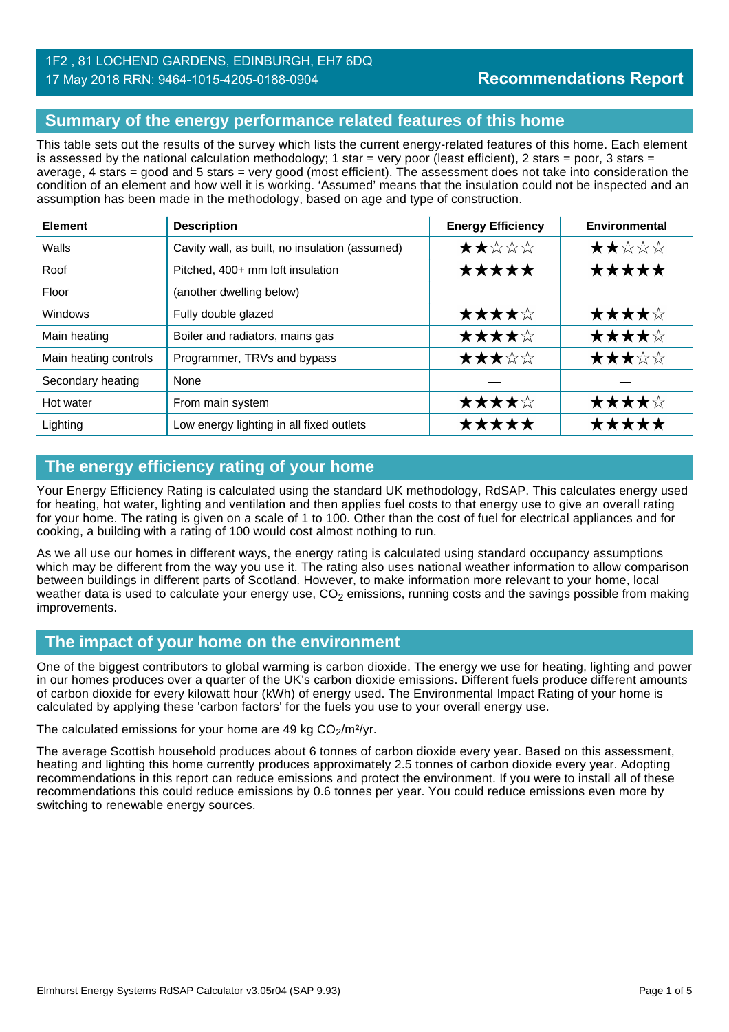1F2 , 81 LOCHEND GARDENS, EDINBURGH, EH7 6DQ
17 May 2018 RRN: 9464-1015-4205-0188-0904

**Recommendations Report**

## Summary of the energy performance related features of this home

This table sets out the results of the survey which lists the current energy-related features of this home. Each element is assessed by the national calculation methodology; 1 star = very poor (least efficient), 2 stars = poor, 3 stars = average, 4 stars = good and 5 stars = very good (most efficient). The assessment does not take into consideration the condition of an element and how well it is working. 'Assumed' means that the insulation could not be inspected and an assumption has been made in the methodology, based on age and type of construction.

| Element | Description | Energy Efficiency | Environmental |
|---|---|---|---|
| Walls | Cavity wall, as built, no insulation (assumed) | ★★☆☆☆ | ★★☆☆☆ |
| Roof | Pitched, 400+ mm loft insulation | ★★★★★ | ★★★★★ |
| Floor | (another dwelling below) | — | — |
| Windows | Fully double glazed | ★★★★☆ | ★★★★☆ |
| Main heating | Boiler and radiators, mains gas | ★★★★☆ | ★★★★☆ |
| Main heating controls | Programmer, TRVs and bypass | ★★★☆☆ | ★★★☆☆ |
| Secondary heating | None | — | — |
| Hot water | From main system | ★★★★☆ | ★★★★☆ |
| Lighting | Low energy lighting in all fixed outlets | ★★★★★ | ★★★★★ |

## The energy efficiency rating of your home

Your Energy Efficiency Rating is calculated using the standard UK methodology, RdSAP. This calculates energy used for heating, hot water, lighting and ventilation and then applies fuel costs to that energy use to give an overall rating for your home. The rating is given on a scale of 1 to 100. Other than the cost of fuel for electrical appliances and for cooking, a building with a rating of 100 would cost almost nothing to run.

As we all use our homes in different ways, the energy rating is calculated using standard occupancy assumptions which may be different from the way you use it. The rating also uses national weather information to allow comparison between buildings in different parts of Scotland. However, to make information more relevant to your home, local weather data is used to calculate your energy use, $CO_2$ emissions, running costs and the savings possible from making improvements.

## The impact of your home on the environment

One of the biggest contributors to global warming is carbon dioxide. The energy we use for heating, lighting and power in our homes produces over a quarter of the UK's carbon dioxide emissions. Different fuels produce different amounts of carbon dioxide for every kilowatt hour (kWh) of energy used. The Environmental Impact Rating of your home is calculated by applying these 'carbon factors' for the fuels you use to your overall energy use.

The calculated emissions for your home are 49 kg $CO_2$/m²/yr.

The average Scottish household produces about 6 tonnes of carbon dioxide every year. Based on this assessment, heating and lighting this home currently produces approximately 2.5 tonnes of carbon dioxide every year. Adopting recommendations in this report can reduce emissions and protect the environment. If you were to install all of these recommendations this could reduce emissions by 0.6 tonnes per year. You could reduce emissions even more by switching to renewable energy sources.

Elmhurst Energy Systems RdSAP Calculator v3.05r04 (SAP 9.93)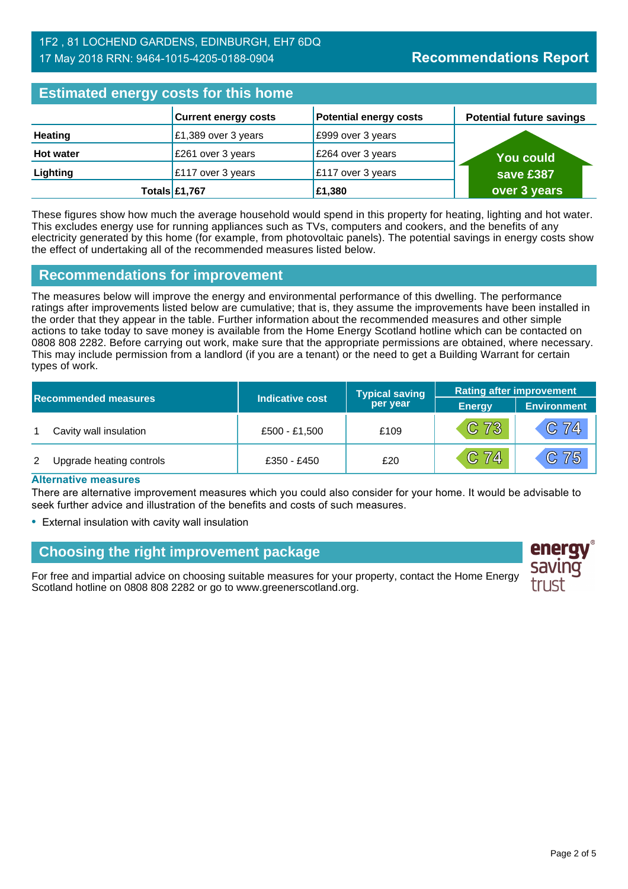1F2 , 81 LOCHEND GARDENS, EDINBURGH, EH7 6DQ
17 May 2018 RRN: 9464-1015-4205-0188-0904

**Recommendations Report**

## Estimated energy costs for this home

| | Current energy costs | Potential energy costs | Potential future savings |
|---|---|---|---|
| **Heating** | £1,389 over 3 years | £999 over 3 years | You could save £387 over 3 years |
| **Hot water** | £261 over 3 years | £264 over 3 years | |
| **Lighting** | £117 over 3 years | £117 over 3 years | |
| **Totals** | **£1,767** | **£1,380** | |

These figures show how much the average household would spend in this property for heating, lighting and hot water. This excludes energy use for running appliances such as TVs, computers and cookers, and the benefits of any electricity generated by this home (for example, from photovoltaic panels). The potential savings in energy costs show the effect of undertaking all of the recommended measures listed below.

## Recommendations for improvement

The measures below will improve the energy and environmental performance of this dwelling. The performance ratings after improvements listed below are cumulative; that is, they assume the improvements have been installed in the order that they appear in the table. Further information about the recommended measures and other simple actions to take today to save money is available from the Home Energy Scotland hotline which can be contacted on 0808 808 2282. Before carrying out work, make sure that the appropriate permissions are obtained, where necessary. This may include permission from a landlord (if you are a tenant) or the need to get a Building Warrant for certain types of work.

| Recommended measures | | Indicative cost | Typical saving per year | Rating after improvement | |
|---|---|---|---|---|---|
| | | | | Energy | Environment |
| 1 | Cavity wall insulation | £500 - £1,500 | £109 | C 73 | C 74 |
| 2 | Upgrade heating controls | £350 - £450 | £20 | C 74 | C 75 |

**Alternative measures**

There are alternative improvement measures which you could also consider for your home. It would be advisable to seek further advice and illustration of the benefits and costs of such measures.

- External insulation with cavity wall insulation

## Choosing the right improvement package

For free and impartial advice on choosing suitable measures for your property, contact the Home Energy Scotland hotline on 0808 808 2282 or go to www.greenerscotland.org.

energy saving trust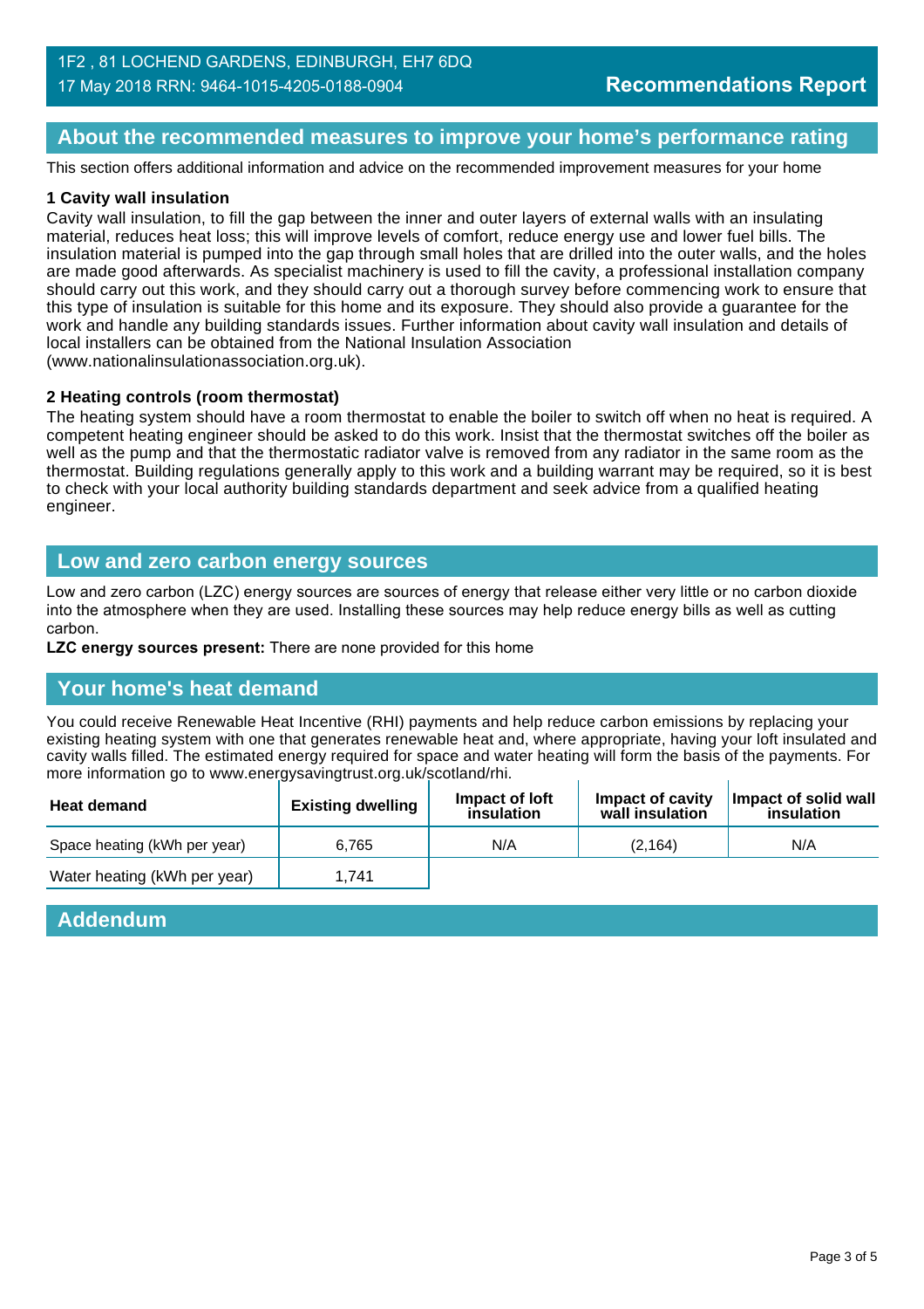## About the recommended measures to improve your home's performance rating

This section offers additional information and advice on the recommended improvement measures for your home

### 1 Cavity wall insulation

Cavity wall insulation, to fill the gap between the inner and outer layers of external walls with an insulating material, reduces heat loss; this will improve levels of comfort, reduce energy use and lower fuel bills. The insulation material is pumped into the gap through small holes that are drilled into the outer walls, and the holes are made good afterwards. As specialist machinery is used to fill the cavity, a professional installation company should carry out this work, and they should carry out a thorough survey before commencing work to ensure that this type of insulation is suitable for this home and its exposure. They should also provide a guarantee for the work and handle any building standards issues. Further information about cavity wall insulation and details of local installers can be obtained from the National Insulation Association (www.nationalinsulationassociation.org.uk).

### 2 Heating controls (room thermostat)

The heating system should have a room thermostat to enable the boiler to switch off when no heat is required. A competent heating engineer should be asked to do this work. Insist that the thermostat switches off the boiler as well as the pump and that the thermostatic radiator valve is removed from any radiator in the same room as the thermostat. Building regulations generally apply to this work and a building warrant may be required, so it is best to check with your local authority building standards department and seek advice from a qualified heating engineer.

## Low and zero carbon energy sources

Low and zero carbon (LZC) energy sources are sources of energy that release either very little or no carbon dioxide into the atmosphere when they are used. Installing these sources may help reduce energy bills as well as cutting carbon.

**LZC energy sources present:** There are none provided for this home

## Your home's heat demand

You could receive Renewable Heat Incentive (RHI) payments and help reduce carbon emissions by replacing your existing heating system with one that generates renewable heat and, where appropriate, having your loft insulated and cavity walls filled. The estimated energy required for space and water heating will form the basis of the payments. For more information go to www.energysavingtrust.org.uk/scotland/rhi.

| Heat demand | Existing dwelling | Impact of loft insulation | Impact of cavity wall insulation | Impact of solid wall insulation |
|---|---|---|---|---|
| Space heating (kWh per year) | 6,765 | N/A | (2,164) | N/A |
| Water heating (kWh per year) | 1,741 | | | |

## Addendum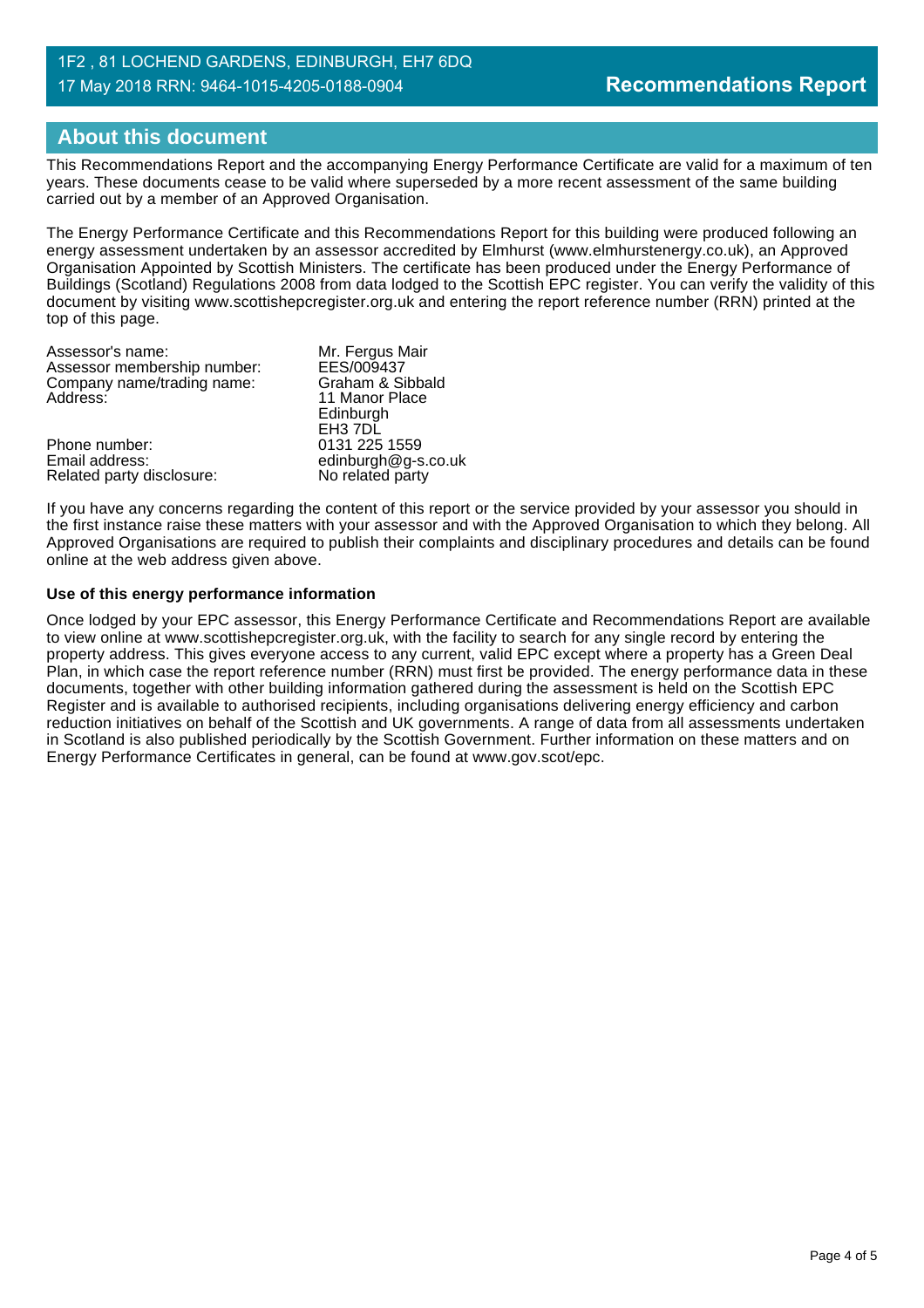## About this document

This Recommendations Report and the accompanying Energy Performance Certificate are valid for a maximum of ten years. These documents cease to be valid where superseded by a more recent assessment of the same building carried out by a member of an Approved Organisation.

The Energy Performance Certificate and this Recommendations Report for this building were produced following an energy assessment undertaken by an assessor accredited by Elmhurst (www.elmhurstenergy.co.uk), an Approved Organisation Appointed by Scottish Ministers. The certificate has been produced under the Energy Performance of Buildings (Scotland) Regulations 2008 from data lodged to the Scottish EPC register. You can verify the validity of this document by visiting www.scottishepcregister.org.uk and entering the report reference number (RRN) printed at the top of this page.

| | |
|---|---|
| Assessor's name: | Mr. Fergus Mair |
| Assessor membership number: | EES/009437 |
| Company name/trading name: | Graham & Sibbald |
| Address: | 11 Manor Place<br>Edinburgh<br>EH3 7DL |
| Phone number: | 0131 225 1559 |
| Email address: | edinburgh@g-s.co.uk |
| Related party disclosure: | No related party |

If you have any concerns regarding the content of this report or the service provided by your assessor you should in the first instance raise these matters with your assessor and with the Approved Organisation to which they belong. All Approved Organisations are required to publish their complaints and disciplinary procedures and details can be found online at the web address given above.

**Use of this energy performance information**

Once lodged by your EPC assessor, this Energy Performance Certificate and Recommendations Report are available to view online at www.scottishepcregister.org.uk, with the facility to search for any single record by entering the property address. This gives everyone access to any current, valid EPC except where a property has a Green Deal Plan, in which case the report reference number (RRN) must first be provided. The energy performance data in these documents, together with other building information gathered during the assessment is held on the Scottish EPC Register and is available to authorised recipients, including organisations delivering energy efficiency and carbon reduction initiatives on behalf of the Scottish and UK governments. A range of data from all assessments undertaken in Scotland is also published periodically by the Scottish Government. Further information on these matters and on Energy Performance Certificates in general, can be found at www.gov.scot/epc.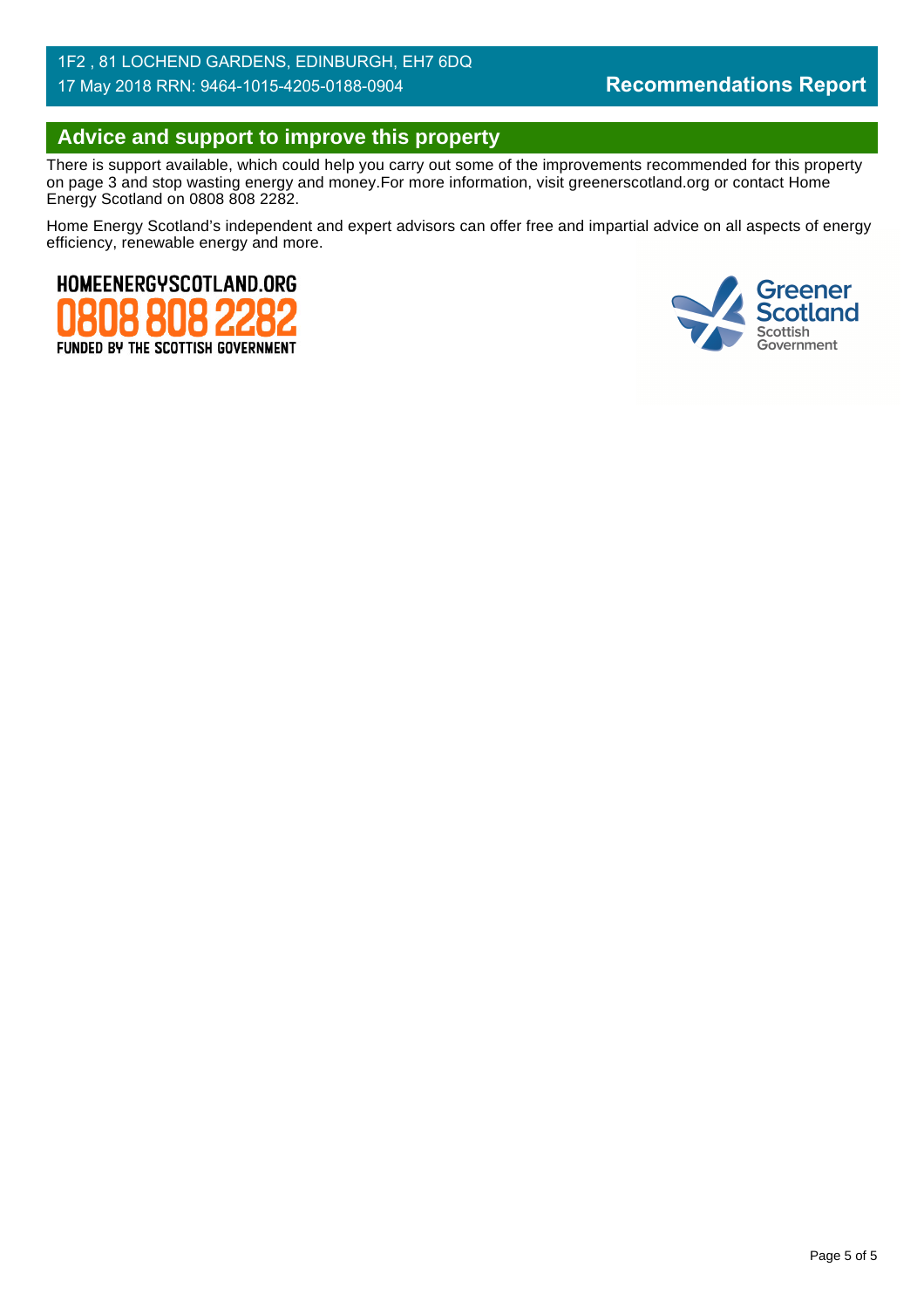## Advice and support to improve this property

There is support available, which could help you carry out some of the improvements recommended for this property on page 3 and stop wasting energy and money.For more information, visit greenerscotland.org or contact Home Energy Scotland on 0808 808 2282.

Home Energy Scotland's independent and expert advisors can offer free and impartial advice on all aspects of energy efficiency, renewable energy and more.

HOMEENERGYSCOTLAND.ORG
0808 808 2282
FUNDED BY THE SCOTTISH GOVERNMENT

Greener Scotland
Scottish Government